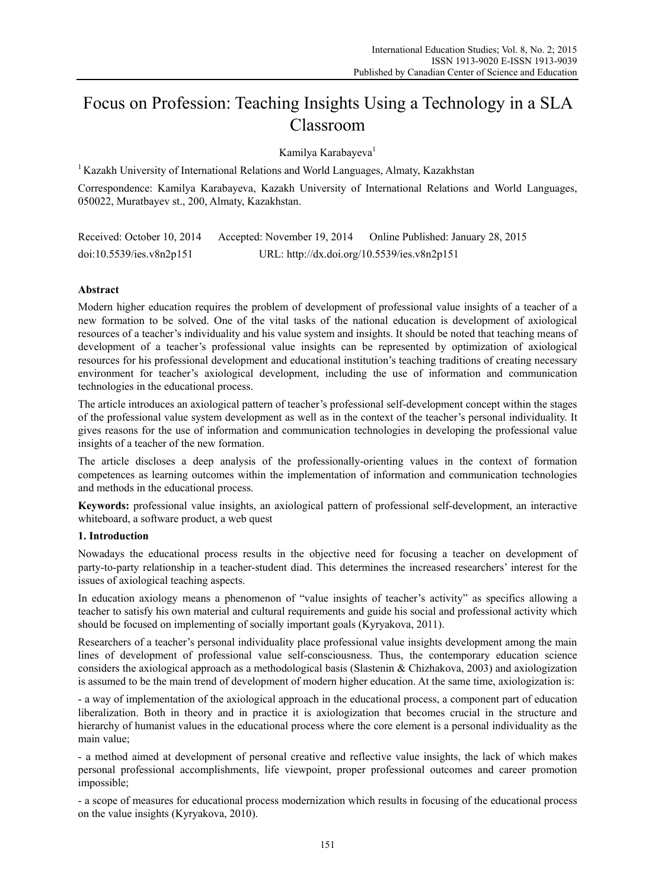# Focus on Profession: Teaching Insights Using a Technology in a SLA Classroom

Kamilya Karabayeva[1]

[1] Kazakh University of International Relations and World Languages, Almaty, Kazakhstan

Correspondence: Kamilya Karabayeva, Kazakh University of International Relations and World Languages, 050022, Muratbayev st., 200, Almaty, Kazakhstan.

Received: October 10, 2014 Accepted: November 19, 2014 Online Published: January 28, 2015

doi:10.5539/ies.v8n2p151 URL: http://dx.doi.org/10.5539/ies.v8n2p151

## Abstract

Modern higher education requires the problem of development of professional value insights of a teacher of a new formation to be solved. One of the vital tasks of the national education is development of axiological resources of a teacher's individuality and his value system and insights. It should be noted that teaching means of development of a teacher's professional value insights can be represented by optimization of axiological resources for his professional development and educational institution's teaching traditions of creating necessary environment for teacher's axiological development, including the use of information and communication technologies in the educational process.

The article introduces an axiological pattern of teacher's professional self-development concept within the stages of the professional value system development as well as in the context of the teacher's personal individuality. It gives reasons for the use of information and communication technologies in developing the professional value insights of a teacher of the new formation.

The article discloses a deep analysis of the professionally-orienting values in the context of formation competences as learning outcomes within the implementation of information and communication technologies and methods in the educational process.

**Keywords:** professional value insights, an axiological pattern of professional self-development, an interactive whiteboard, a software product, a web quest

## 1. Introduction

Nowadays the educational process results in the objective need for focusing a teacher on development of party-to-party relationship in a teacher-student diad. This determines the increased researchers' interest for the issues of axiological teaching aspects.

In education axiology means a phenomenon of "value insights of teacher's activity" as specifics allowing a teacher to satisfy his own material and cultural requirements and guide his social and professional activity which should be focused on implementing of socially important goals (Kyryakova, 2011).

Researchers of a teacher's personal individuality place professional value insights development among the main lines of development of professional value self-consciousness. Thus, the contemporary education science considers the axiological approach as a methodological basis (Slastenin & Chizhakova, 2003) and axiologization is assumed to be the main trend of development of modern higher education. At the same time, axiologization is:

- a way of implementation of the axiological approach in the educational process, a component part of education liberalization. Both in theory and in practice it is axiologization that becomes crucial in the structure and hierarchy of humanist values in the educational process where the core element is a personal individuality as the main value;

- a method aimed at development of personal creative and reflective value insights, the lack of which makes personal professional accomplishments, life viewpoint, proper professional outcomes and career promotion impossible;

- a scope of measures for educational process modernization which results in focusing of the educational process on the value insights (Kyryakova, 2010).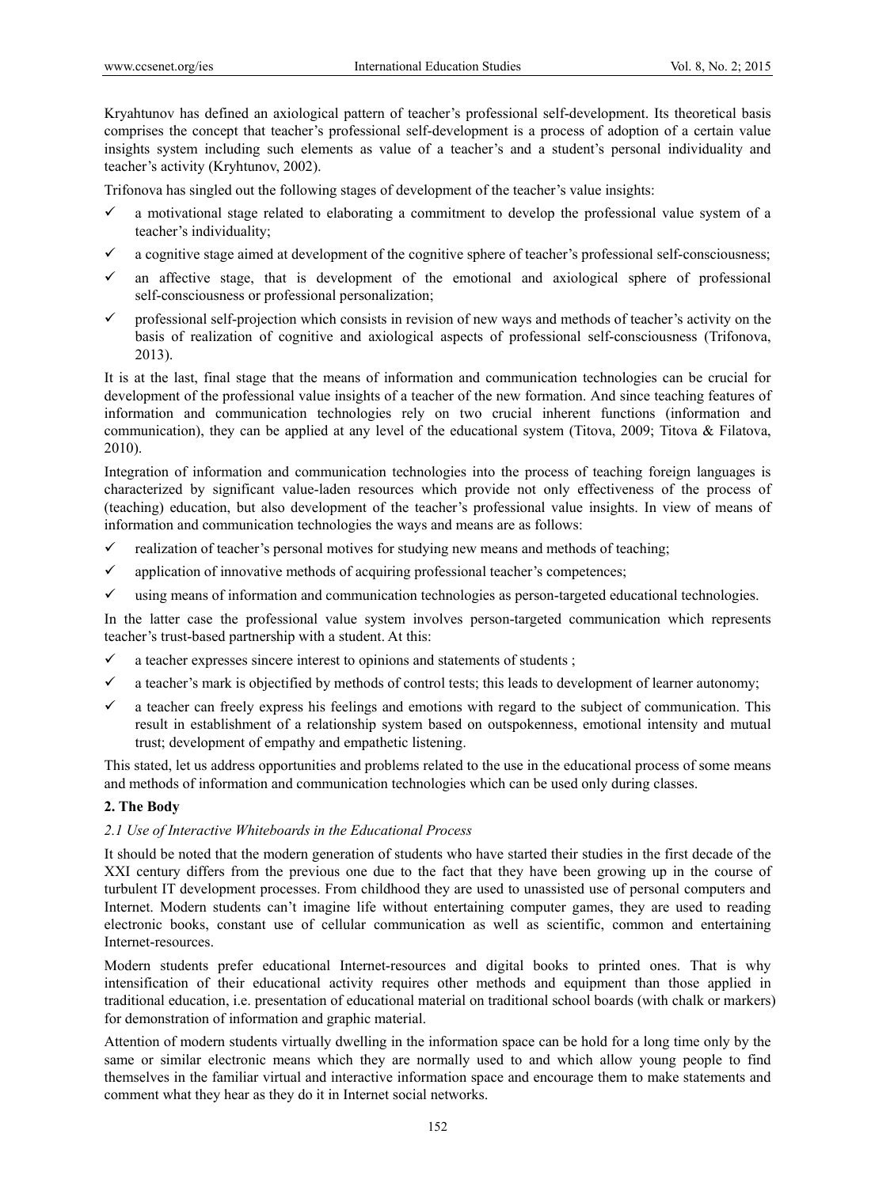Kryahtunov has defined an axiological pattern of teacher's professional self-development. Its theoretical basis comprises the concept that teacher's professional self-development is a process of adoption of a certain value insights system including such elements as value of a teacher's and a student's personal individuality and teacher's activity (Kryhtunov, 2002).

Trifonova has singled out the following stages of development of the teacher's value insights:

- ✓ a motivational stage related to elaborating a commitment to develop the professional value system of a teacher's individuality;
- ✓ a cognitive stage aimed at development of the cognitive sphere of teacher's professional self-consciousness;
- ✓ an affective stage, that is development of the emotional and axiological sphere of professional self-consciousness or professional personalization;
- ✓ professional self-projection which consists in revision of new ways and methods of teacher's activity on the basis of realization of cognitive and axiological aspects of professional self-consciousness (Trifonova, 2013).

It is at the last, final stage that the means of information and communication technologies can be crucial for development of the professional value insights of a teacher of the new formation. And since teaching features of information and communication technologies rely on two crucial inherent functions (information and communication), they can be applied at any level of the educational system (Titova, 2009; Titova & Filatova, 2010).

Integration of information and communication technologies into the process of teaching foreign languages is characterized by significant value-laden resources which provide not only effectiveness of the process of (teaching) education, but also development of the teacher's professional value insights. In view of means of information and communication technologies the ways and means are as follows:

- ✓ realization of teacher's personal motives for studying new means and methods of teaching;
- ✓ application of innovative methods of acquiring professional teacher's competences;
- ✓ using means of information and communication technologies as person-targeted educational technologies.

In the latter case the professional value system involves person-targeted communication which represents teacher's trust-based partnership with a student. At this:

- ✓ a teacher expresses sincere interest to opinions and statements of students ;
- ✓ a teacher's mark is objectified by methods of control tests; this leads to development of learner autonomy;
- ✓ a teacher can freely express his feelings and emotions with regard to the subject of communication. This result in establishment of a relationship system based on outspokenness, emotional intensity and mutual trust; development of empathy and empathetic listening.

This stated, let us address opportunities and problems related to the use in the educational process of some means and methods of information and communication technologies which can be used only during classes.

## 2. The Body

### *2.1 Use of Interactive Whiteboards in the Educational Process*

It should be noted that the modern generation of students who have started their studies in the first decade of the XXI century differs from the previous one due to the fact that they have been growing up in the course of turbulent IT development processes. From childhood they are used to unassisted use of personal computers and Internet. Modern students can't imagine life without entertaining computer games, they are used to reading electronic books, constant use of cellular communication as well as scientific, common and entertaining Internet-resources.

Modern students prefer educational Internet-resources and digital books to printed ones. That is why intensification of their educational activity requires other methods and equipment than those applied in traditional education, i.e. presentation of educational material on traditional school boards (with chalk or markers) for demonstration of information and graphic material.

Attention of modern students virtually dwelling in the information space can be hold for a long time only by the same or similar electronic means which they are normally used to and which allow young people to find themselves in the familiar virtual and interactive information space and encourage them to make statements and comment what they hear as they do it in Internet social networks.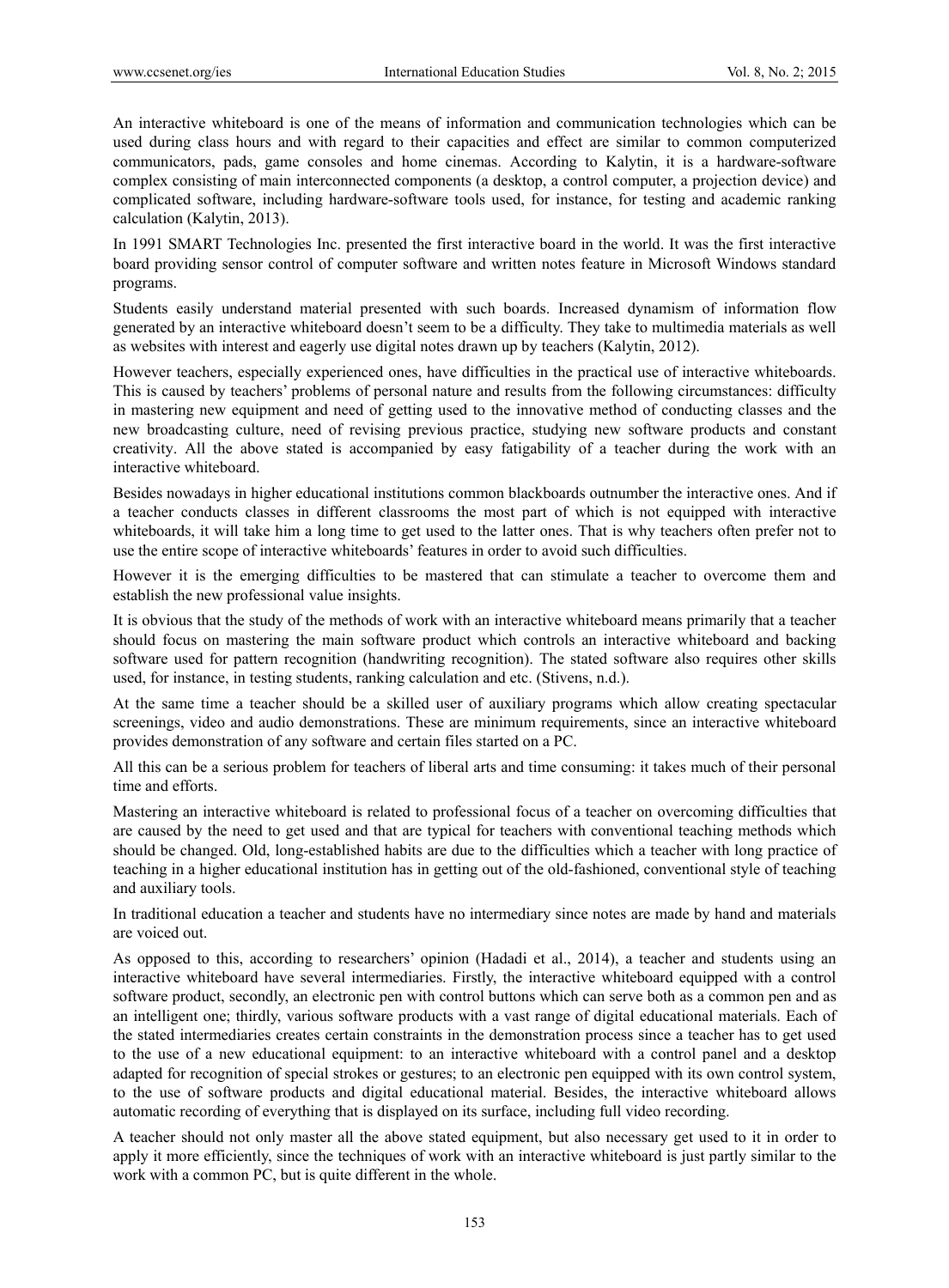An interactive whiteboard is one of the means of information and communication technologies which can be used during class hours and with regard to their capacities and effect are similar to common computerized communicators, pads, game consoles and home cinemas. According to Kalytin, it is a hardware-software complex consisting of main interconnected components (a desktop, a control computer, a projection device) and complicated software, including hardware-software tools used, for instance, for testing and academic ranking calculation (Kalytin, 2013).

In 1991 SMART Technologies Inc. presented the first interactive board in the world. It was the first interactive board providing sensor control of computer software and written notes feature in Microsoft Windows standard programs.

Students easily understand material presented with such boards. Increased dynamism of information flow generated by an interactive whiteboard doesn't seem to be a difficulty. They take to multimedia materials as well as websites with interest and eagerly use digital notes drawn up by teachers (Kalytin, 2012).

However teachers, especially experienced ones, have difficulties in the practical use of interactive whiteboards. This is caused by teachers' problems of personal nature and results from the following circumstances: difficulty in mastering new equipment and need of getting used to the innovative method of conducting classes and the new broadcasting culture, need of revising previous practice, studying new software products and constant creativity. All the above stated is accompanied by easy fatigability of a teacher during the work with an interactive whiteboard.

Besides nowadays in higher educational institutions common blackboards outnumber the interactive ones. And if a teacher conducts classes in different classrooms the most part of which is not equipped with interactive whiteboards, it will take him a long time to get used to the latter ones. That is why teachers often prefer not to use the entire scope of interactive whiteboards' features in order to avoid such difficulties.

However it is the emerging difficulties to be mastered that can stimulate a teacher to overcome them and establish the new professional value insights.

It is obvious that the study of the methods of work with an interactive whiteboard means primarily that a teacher should focus on mastering the main software product which controls an interactive whiteboard and backing software used for pattern recognition (handwriting recognition). The stated software also requires other skills used, for instance, in testing students, ranking calculation and etc. (Stivens, n.d.).

At the same time a teacher should be a skilled user of auxiliary programs which allow creating spectacular screenings, video and audio demonstrations. These are minimum requirements, since an interactive whiteboard provides demonstration of any software and certain files started on a PC.

All this can be a serious problem for teachers of liberal arts and time consuming: it takes much of their personal time and efforts.

Mastering an interactive whiteboard is related to professional focus of a teacher on overcoming difficulties that are caused by the need to get used and that are typical for teachers with conventional teaching methods which should be changed. Old, long-established habits are due to the difficulties which a teacher with long practice of teaching in a higher educational institution has in getting out of the old-fashioned, conventional style of teaching and auxiliary tools.

In traditional education a teacher and students have no intermediary since notes are made by hand and materials are voiced out.

As opposed to this, according to researchers' opinion (Hadadi et al., 2014), a teacher and students using an interactive whiteboard have several intermediaries. Firstly, the interactive whiteboard equipped with a control software product, secondly, an electronic pen with control buttons which can serve both as a common pen and as an intelligent one; thirdly, various software products with a vast range of digital educational materials. Each of the stated intermediaries creates certain constraints in the demonstration process since a teacher has to get used to the use of a new educational equipment: to an interactive whiteboard with a control panel and a desktop adapted for recognition of special strokes or gestures; to an electronic pen equipped with its own control system, to the use of software products and digital educational material. Besides, the interactive whiteboard allows automatic recording of everything that is displayed on its surface, including full video recording.

A teacher should not only master all the above stated equipment, but also necessary get used to it in order to apply it more efficiently, since the techniques of work with an interactive whiteboard is just partly similar to the work with a common PC, but is quite different in the whole.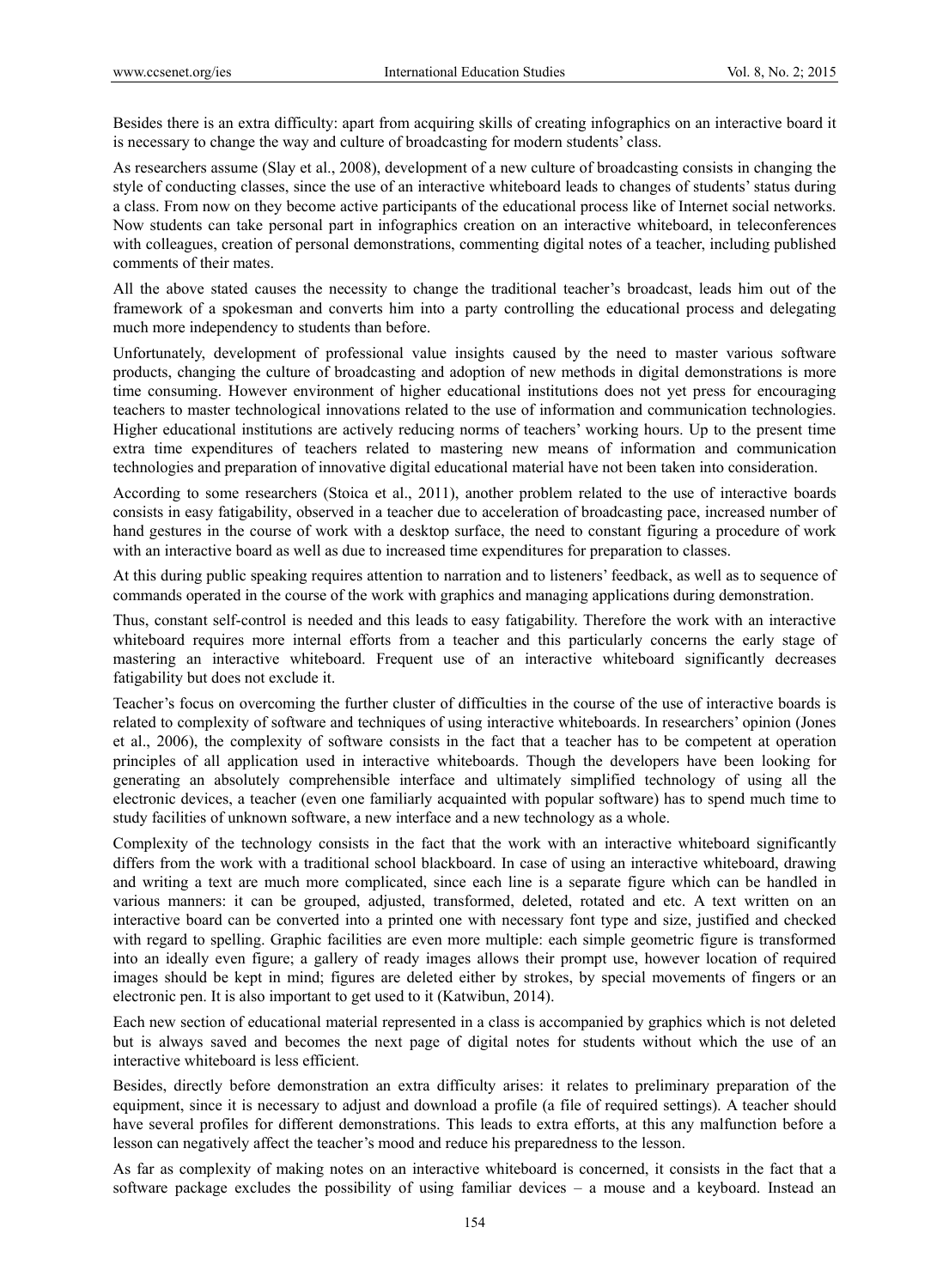Besides there is an extra difficulty: apart from acquiring skills of creating infographics on an interactive board it is necessary to change the way and culture of broadcasting for modern students' class.

As researchers assume (Slay et al., 2008), development of a new culture of broadcasting consists in changing the style of conducting classes, since the use of an interactive whiteboard leads to changes of students' status during a class. From now on they become active participants of the educational process like of Internet social networks. Now students can take personal part in infographics creation on an interactive whiteboard, in teleconferences with colleagues, creation of personal demonstrations, commenting digital notes of a teacher, including published comments of their mates.

All the above stated causes the necessity to change the traditional teacher's broadcast, leads him out of the framework of a spokesman and converts him into a party controlling the educational process and delegating much more independency to students than before.

Unfortunately, development of professional value insights caused by the need to master various software products, changing the culture of broadcasting and adoption of new methods in digital demonstrations is more time consuming. However environment of higher educational institutions does not yet press for encouraging teachers to master technological innovations related to the use of information and communication technologies. Higher educational institutions are actively reducing norms of teachers' working hours. Up to the present time extra time expenditures of teachers related to mastering new means of information and communication technologies and preparation of innovative digital educational material have not been taken into consideration.

According to some researchers (Stoica et al., 2011), another problem related to the use of interactive boards consists in easy fatigability, observed in a teacher due to acceleration of broadcasting pace, increased number of hand gestures in the course of work with a desktop surface, the need to constant figuring a procedure of work with an interactive board as well as due to increased time expenditures for preparation to classes.

At this during public speaking requires attention to narration and to listeners' feedback, as well as to sequence of commands operated in the course of the work with graphics and managing applications during demonstration.

Thus, constant self-control is needed and this leads to easy fatigability. Therefore the work with an interactive whiteboard requires more internal efforts from a teacher and this particularly concerns the early stage of mastering an interactive whiteboard. Frequent use of an interactive whiteboard significantly decreases fatigability but does not exclude it.

Teacher's focus on overcoming the further cluster of difficulties in the course of the use of interactive boards is related to complexity of software and techniques of using interactive whiteboards. In researchers' opinion (Jones et al., 2006), the complexity of software consists in the fact that a teacher has to be competent at operation principles of all application used in interactive whiteboards. Though the developers have been looking for generating an absolutely comprehensible interface and ultimately simplified technology of using all the electronic devices, a teacher (even one familiarly acquainted with popular software) has to spend much time to study facilities of unknown software, a new interface and a new technology as a whole.

Complexity of the technology consists in the fact that the work with an interactive whiteboard significantly differs from the work with a traditional school blackboard. In case of using an interactive whiteboard, drawing and writing a text are much more complicated, since each line is a separate figure which can be handled in various manners: it can be grouped, adjusted, transformed, deleted, rotated and etc. A text written on an interactive board can be converted into a printed one with necessary font type and size, justified and checked with regard to spelling. Graphic facilities are even more multiple: each simple geometric figure is transformed into an ideally even figure; a gallery of ready images allows their prompt use, however location of required images should be kept in mind; figures are deleted either by strokes, by special movements of fingers or an electronic pen. It is also important to get used to it (Katwibun, 2014).

Each new section of educational material represented in a class is accompanied by graphics which is not deleted but is always saved and becomes the next page of digital notes for students without which the use of an interactive whiteboard is less efficient.

Besides, directly before demonstration an extra difficulty arises: it relates to preliminary preparation of the equipment, since it is necessary to adjust and download a profile (a file of required settings). A teacher should have several profiles for different demonstrations. This leads to extra efforts, at this any malfunction before a lesson can negatively affect the teacher's mood and reduce his preparedness to the lesson.

As far as complexity of making notes on an interactive whiteboard is concerned, it consists in the fact that a software package excludes the possibility of using familiar devices – a mouse and a keyboard. Instead an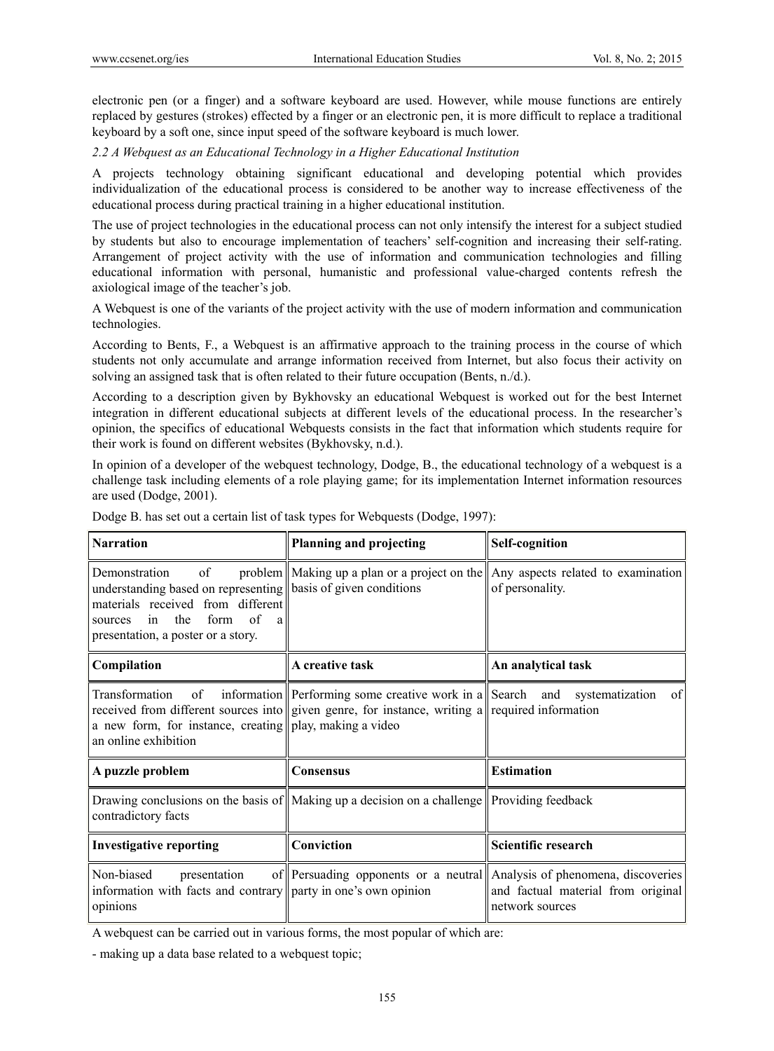electronic pen (or a finger) and a software keyboard are used. However, while mouse functions are entirely replaced by gestures (strokes) effected by a finger or an electronic pen, it is more difficult to replace a traditional keyboard by a soft one, since input speed of the software keyboard is much lower.

*2.2 A Webquest as an Educational Technology in a Higher Educational Institution*

A projects technology obtaining significant educational and developing potential which provides individualization of the educational process is considered to be another way to increase effectiveness of the educational process during practical training in a higher educational institution.

The use of project technologies in the educational process can not only intensify the interest for a subject studied by students but also to encourage implementation of teachers' self-cognition and increasing their self-rating. Arrangement of project activity with the use of information and communication technologies and filling educational information with personal, humanistic and professional value-charged contents refresh the axiological image of the teacher's job.

A Webquest is one of the variants of the project activity with the use of modern information and communication technologies.

According to Bents, F., a Webquest is an affirmative approach to the training process in the course of which students not only accumulate and arrange information received from Internet, but also focus their activity on solving an assigned task that is often related to their future occupation (Bents, n./d.).

According to a description given by Bykhovsky an educational Webquest is worked out for the best Internet integration in different educational subjects at different levels of the educational process. In the researcher's opinion, the specifics of educational Webquests consists in the fact that information which students require for their work is found on different websites (Bykhovsky, n.d.).

In opinion of a developer of the webquest technology, Dodge, B., the educational technology of a webquest is a challenge task including elements of a role playing game; for its implementation Internet information resources are used (Dodge, 2001).

Dodge B. has set out a certain list of task types for Webquests (Dodge, 1997):

| | | |
|---|---|---|
| **Narration** | **Planning and projecting** | **Self-cognition** |
| Demonstration of problem understanding based on representing materials received from different sources in the form of a presentation, a poster or a story. | Making up a plan or a project on the basis of given conditions | Any aspects related to examination of personality. |
| **Compilation** | **A creative task** | **An analytical task** |
| Transformation of information received from different sources into a new form, for instance, creating an online exhibition | Performing some creative work in a given genre, for instance, writing a play, making a video | Search and systematization of required information |
| **A puzzle problem** | **Consensus** | **Estimation** |
| Drawing conclusions on the basis of contradictory facts | Making up a decision on a challenge | Providing feedback |
| **Investigative reporting** | **Conviction** | **Scientific research** |
| Non-biased presentation of information with facts and contrary opinions | Persuading opponents or a neutral party in one's own opinion | Analysis of phenomena, discoveries and factual material from original network sources |

A webquest can be carried out in various forms, the most popular of which are:

- making up a data base related to a webquest topic;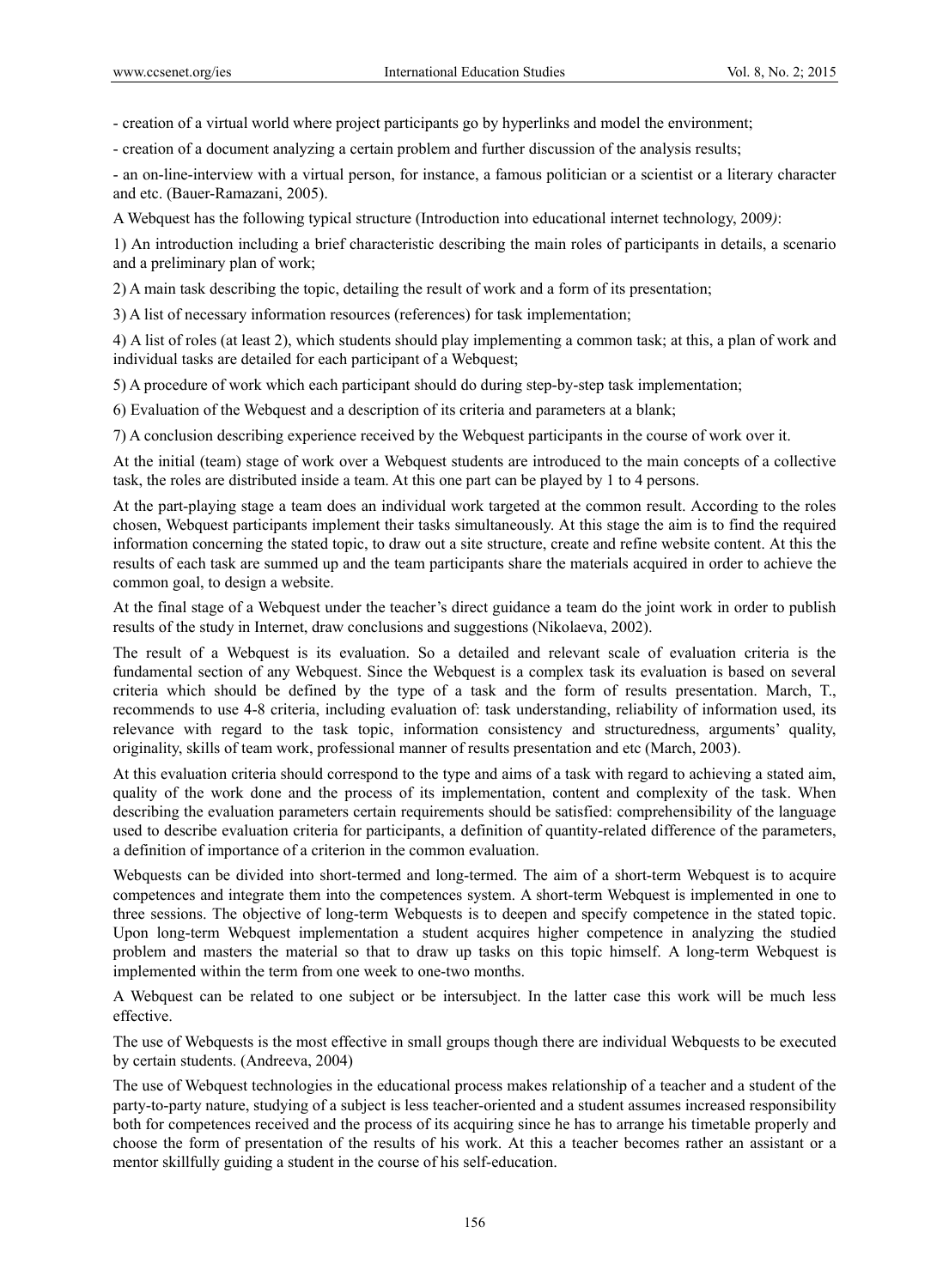- creation of a virtual world where project participants go by hyperlinks and model the environment;

- creation of a document analyzing a certain problem and further discussion of the analysis results;

- an on-line-interview with a virtual person, for instance, a famous politician or a scientist or a literary character and etc. (Bauer-Ramazani, 2005).

A Webquest has the following typical structure (Introduction into educational internet technology, 2009*)*:

1) An introduction including a brief characteristic describing the main roles of participants in details, a scenario and a preliminary plan of work;

2) A main task describing the topic, detailing the result of work and a form of its presentation;

3) A list of necessary information resources (references) for task implementation;

4) A list of roles (at least 2), which students should play implementing a common task; at this, a plan of work and individual tasks are detailed for each participant of a Webquest;

5) A procedure of work which each participant should do during step-by-step task implementation;

6) Evaluation of the Webquest and a description of its criteria and parameters at a blank;

7) A conclusion describing experience received by the Webquest participants in the course of work over it.

At the initial (team) stage of work over a Webquest students are introduced to the main concepts of a collective task, the roles are distributed inside a team. At this one part can be played by 1 to 4 persons.

At the part-playing stage a team does an individual work targeted at the common result. According to the roles chosen, Webquest participants implement their tasks simultaneously. At this stage the aim is to find the required information concerning the stated topic, to draw out a site structure, create and refine website content. At this the results of each task are summed up and the team participants share the materials acquired in order to achieve the common goal, to design a website.

At the final stage of a Webquest under the teacher's direct guidance a team do the joint work in order to publish results of the study in Internet, draw conclusions and suggestions (Nikolaeva, 2002).

The result of a Webquest is its evaluation. So a detailed and relevant scale of evaluation criteria is the fundamental section of any Webquest. Since the Webquest is a complex task its evaluation is based on several criteria which should be defined by the type of a task and the form of results presentation. March, T., recommends to use 4-8 criteria, including evaluation of: task understanding, reliability of information used, its relevance with regard to the task topic, information consistency and structuredness, arguments' quality, originality, skills of team work, professional manner of results presentation and etc (March, 2003).

At this evaluation criteria should correspond to the type and aims of a task with regard to achieving a stated aim, quality of the work done and the process of its implementation, content and complexity of the task. When describing the evaluation parameters certain requirements should be satisfied: comprehensibility of the language used to describe evaluation criteria for participants, a definition of quantity-related difference of the parameters, a definition of importance of a criterion in the common evaluation.

Webquests can be divided into short-termed and long-termed. The aim of a short-term Webquest is to acquire competences and integrate them into the competences system. A short-term Webquest is implemented in one to three sessions. The objective of long-term Webquests is to deepen and specify competence in the stated topic. Upon long-term Webquest implementation a student acquires higher competence in analyzing the studied problem and masters the material so that to draw up tasks on this topic himself. A long-term Webquest is implemented within the term from one week to one-two months.

A Webquest can be related to one subject or be intersubject. In the latter case this work will be much less effective.

The use of Webquests is the most effective in small groups though there are individual Webquests to be executed by certain students. (Andreeva, 2004)

The use of Webquest technologies in the educational process makes relationship of a teacher and a student of the party-to-party nature, studying of a subject is less teacher-oriented and a student assumes increased responsibility both for competences received and the process of its acquiring since he has to arrange his timetable properly and choose the form of presentation of the results of his work. At this a teacher becomes rather an assistant or a mentor skillfully guiding a student in the course of his self-education.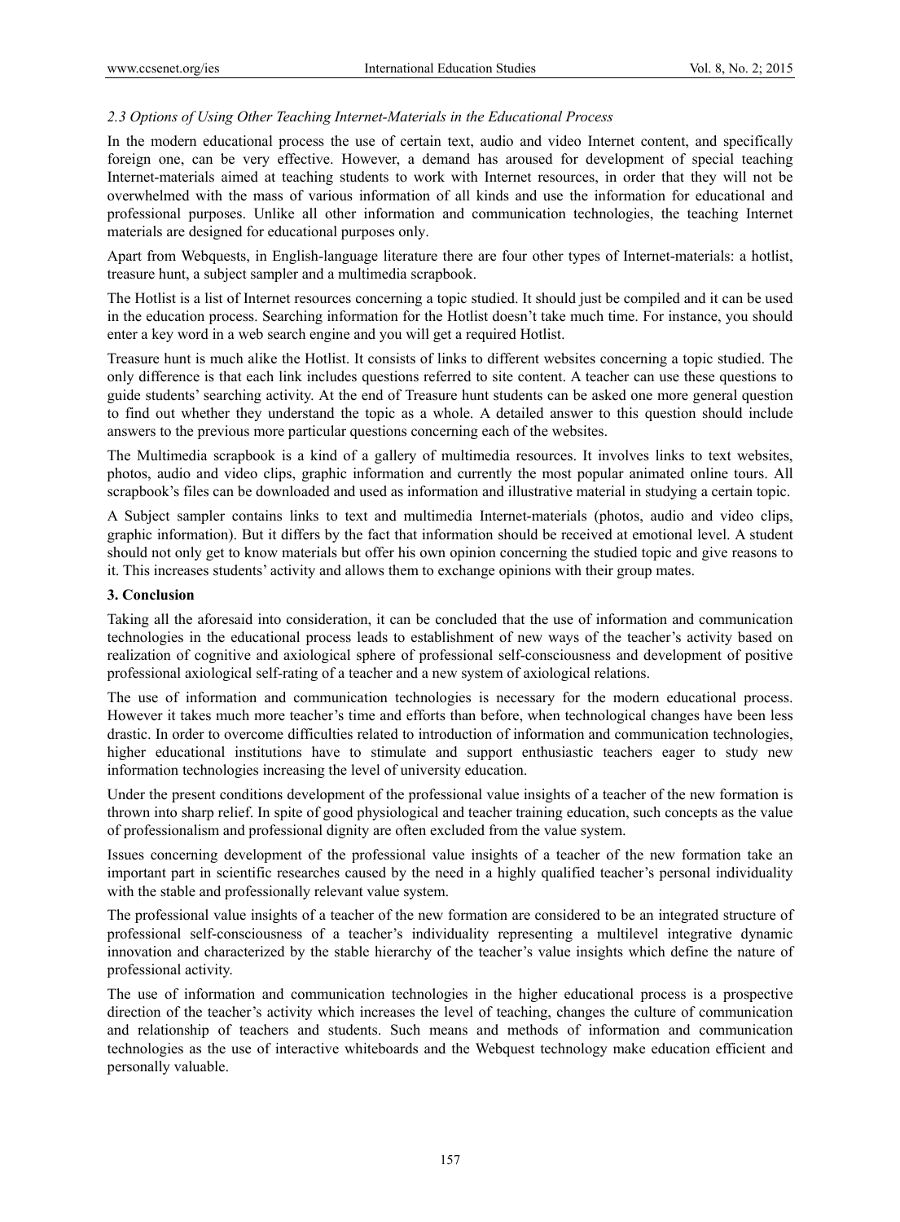### *2.3 Options of Using Other Teaching Internet-Materials in the Educational Process*

In the modern educational process the use of certain text, audio and video Internet content, and specifically foreign one, can be very effective. However, a demand has aroused for development of special teaching Internet-materials aimed at teaching students to work with Internet resources, in order that they will not be overwhelmed with the mass of various information of all kinds and use the information for educational and professional purposes. Unlike all other information and communication technologies, the teaching Internet materials are designed for educational purposes only.

Apart from Webquests, in English-language literature there are four other types of Internet-materials: a hotlist, treasure hunt, a subject sampler and a multimedia scrapbook.

The Hotlist is a list of Internet resources concerning a topic studied. It should just be compiled and it can be used in the education process. Searching information for the Hotlist doesn't take much time. For instance, you should enter a key word in a web search engine and you will get a required Hotlist.

Treasure hunt is much alike the Hotlist. It consists of links to different websites concerning a topic studied. The only difference is that each link includes questions referred to site content. A teacher can use these questions to guide students' searching activity. At the end of Treasure hunt students can be asked one more general question to find out whether they understand the topic as a whole. A detailed answer to this question should include answers to the previous more particular questions concerning each of the websites.

The Multimedia scrapbook is a kind of a gallery of multimedia resources. It involves links to text websites, photos, audio and video clips, graphic information and currently the most popular animated online tours. All scrapbook's files can be downloaded and used as information and illustrative material in studying a certain topic.

A Subject sampler contains links to text and multimedia Internet-materials (photos, audio and video clips, graphic information). But it differs by the fact that information should be received at emotional level. A student should not only get to know materials but offer his own opinion concerning the studied topic and give reasons to it. This increases students' activity and allows them to exchange opinions with their group mates.

## 3. Conclusion

Taking all the aforesaid into consideration, it can be concluded that the use of information and communication technologies in the educational process leads to establishment of new ways of the teacher's activity based on realization of cognitive and axiological sphere of professional self-consciousness and development of positive professional axiological self-rating of a teacher and a new system of axiological relations.

The use of information and communication technologies is necessary for the modern educational process. However it takes much more teacher's time and efforts than before, when technological changes have been less drastic. In order to overcome difficulties related to introduction of information and communication technologies, higher educational institutions have to stimulate and support enthusiastic teachers eager to study new information technologies increasing the level of university education.

Under the present conditions development of the professional value insights of a teacher of the new formation is thrown into sharp relief. In spite of good physiological and teacher training education, such concepts as the value of professionalism and professional dignity are often excluded from the value system.

Issues concerning development of the professional value insights of a teacher of the new formation take an important part in scientific researches caused by the need in a highly qualified teacher's personal individuality with the stable and professionally relevant value system.

The professional value insights of a teacher of the new formation are considered to be an integrated structure of professional self-consciousness of a teacher's individuality representing a multilevel integrative dynamic innovation and characterized by the stable hierarchy of the teacher's value insights which define the nature of professional activity.

The use of information and communication technologies in the higher educational process is a prospective direction of the teacher's activity which increases the level of teaching, changes the culture of communication and relationship of teachers and students. Such means and methods of information and communication technologies as the use of interactive whiteboards and the Webquest technology make education efficient and personally valuable.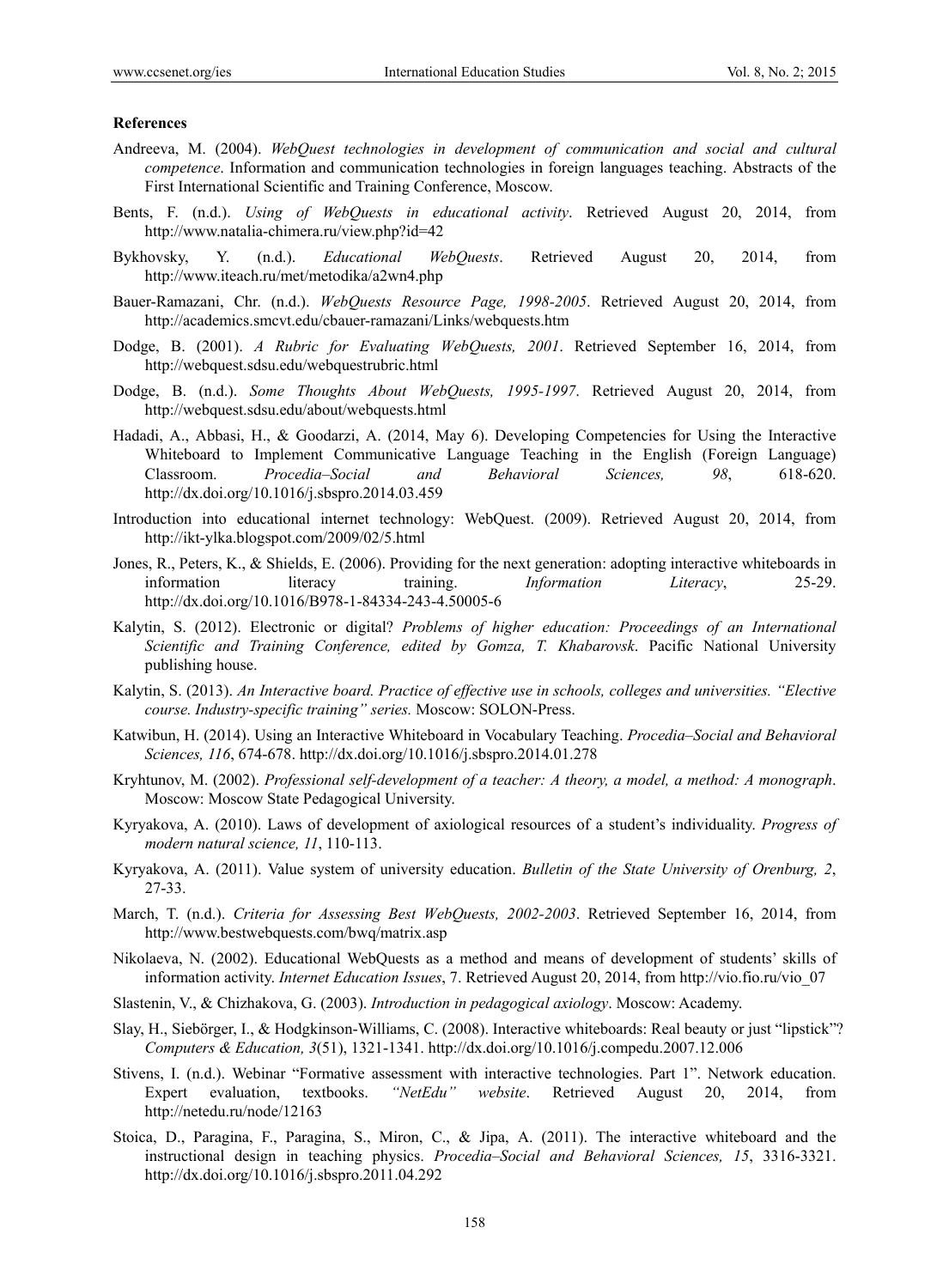**References**

Andreeva, M. (2004). *WebQuest technologies in development of communication and social and cultural competence*. Information and communication technologies in foreign languages teaching. Abstracts of the First International Scientific and Training Conference, Moscow.

Bents, F. (n.d.). *Using of WebQuests in educational activity*. Retrieved August 20, 2014, from http://www.natalia-chimera.ru/view.php?id=42

Bykhovsky, Y. (n.d.). *Educational WebQuests*. Retrieved August 20, 2014, from http://www.iteach.ru/met/metodika/a2wn4.php

Bauer-Ramazani, Chr. (n.d.). *WebQuests Resource Page, 1998-2005*. Retrieved August 20, 2014, from http://academics.smcvt.edu/cbauer-ramazani/Links/webquests.htm

Dodge, B. (2001). *A Rubric for Evaluating WebQuests, 2001*. Retrieved September 16, 2014, from http://webquest.sdsu.edu/webquestrubric.html

Dodge, B. (n.d.). *Some Thoughts About WebQuests, 1995-1997*. Retrieved August 20, 2014, from http://webquest.sdsu.edu/about/webquests.html

Hadadi, A., Abbasi, H., & Goodarzi, A. (2014, May 6). Developing Competencies for Using the Interactive Whiteboard to Implement Communicative Language Teaching in the English (Foreign Language) Classroom. *Procedia–Social and Behavioral Sciences, 98*, 618-620. http://dx.doi.org/10.1016/j.sbspro.2014.03.459

Introduction into educational internet technology: WebQuest. (2009). Retrieved August 20, 2014, from http://ikt-ylka.blogspot.com/2009/02/5.html

Jones, R., Peters, K., & Shields, E. (2006). Providing for the next generation: adopting interactive whiteboards in information literacy training. *Information Literacy*, 25-29. http://dx.doi.org/10.1016/B978-1-84334-243-4.50005-6

Kalytin, S. (2012). Electronic or digital? *Problems of higher education: Proceedings of an International Scientific and Training Conference, edited by Gomza, T. Khabarovsk*. Pacific National University publishing house.

Kalytin, S. (2013). *An Interactive board. Practice of effective use in schools, colleges and universities. "Elective course. Industry-specific training" series.* Moscow: SOLON-Press.

Katwibun, H. (2014). Using an Interactive Whiteboard in Vocabulary Teaching. *Procedia–Social and Behavioral Sciences, 116*, 674-678. http://dx.doi.org/10.1016/j.sbspro.2014.01.278

Kryhtunov, M. (2002). *Professional self-development of a teacher: A theory, a model, a method: A monograph*. Moscow: Moscow State Pedagogical University.

Kyryakova, A. (2010). Laws of development of axiological resources of a student's individuality. *Progress of modern natural science, 11*, 110-113.

Kyryakova, A. (2011). Value system of university education. *Bulletin of the State University of Orenburg, 2*, 27-33.

March, T. (n.d.). *Criteria for Assessing Best WebQuests, 2002-2003*. Retrieved September 16, 2014, from http://www.bestwebquests.com/bwq/matrix.asp

Nikolaeva, N. (2002). Educational WebQuests as a method and means of development of students' skills of information activity. *Internet Education Issues*, 7. Retrieved August 20, 2014, from http://vio.fio.ru/vio_07

Slastenin, V., & Chizhakova, G. (2003). *Introduction in pedagogical axiology*. Moscow: Academy.

Slay, H., Siebörger, I., & Hodgkinson-Williams, C. (2008). Interactive whiteboards: Real beauty or just "lipstick"? *Computers & Education, 3*(51), 1321-1341. http://dx.doi.org/10.1016/j.compedu.2007.12.006

Stivens, I. (n.d.). Webinar "Formative assessment with interactive technologies. Part 1". Network education. Expert evaluation, textbooks. *"NetEdu" website*. Retrieved August 20, 2014, from http://netedu.ru/node/12163

Stoica, D., Paragina, F., Paragina, S., Miron, C., & Jipa, A. (2011). The interactive whiteboard and the instructional design in teaching physics. *Procedia–Social and Behavioral Sciences, 15*, 3316-3321. http://dx.doi.org/10.1016/j.sbspro.2011.04.292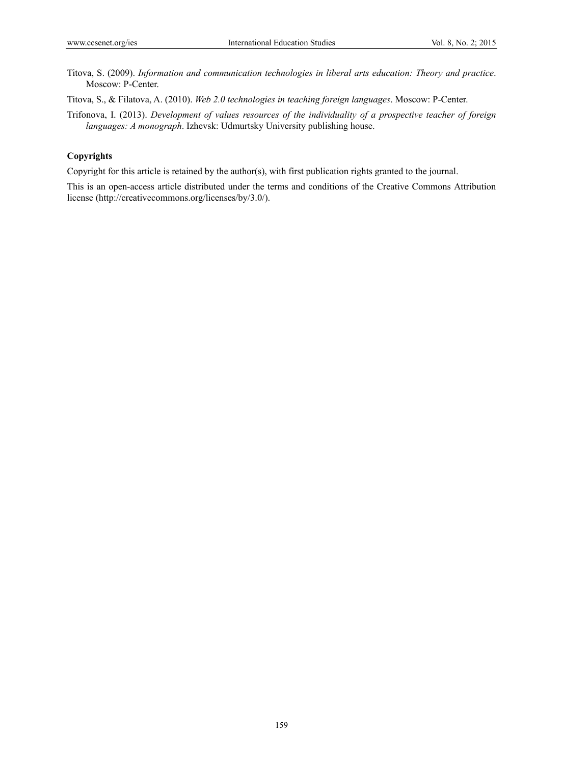Titova, S. (2009). *Information and communication technologies in liberal arts education: Theory and practice*. Moscow: P-Center.

Titova, S., & Filatova, A. (2010). *Web 2.0 technologies in teaching foreign languages*. Moscow: P-Center.

Trifonova, I. (2013). *Development of values resources of the individuality of a prospective teacher of foreign languages: A monograph*. Izhevsk: Udmurtsky University publishing house.

**Copyrights**

Copyright for this article is retained by the author(s), with first publication rights granted to the journal.

This is an open-access article distributed under the terms and conditions of the Creative Commons Attribution license (http://creativecommons.org/licenses/by/3.0/).